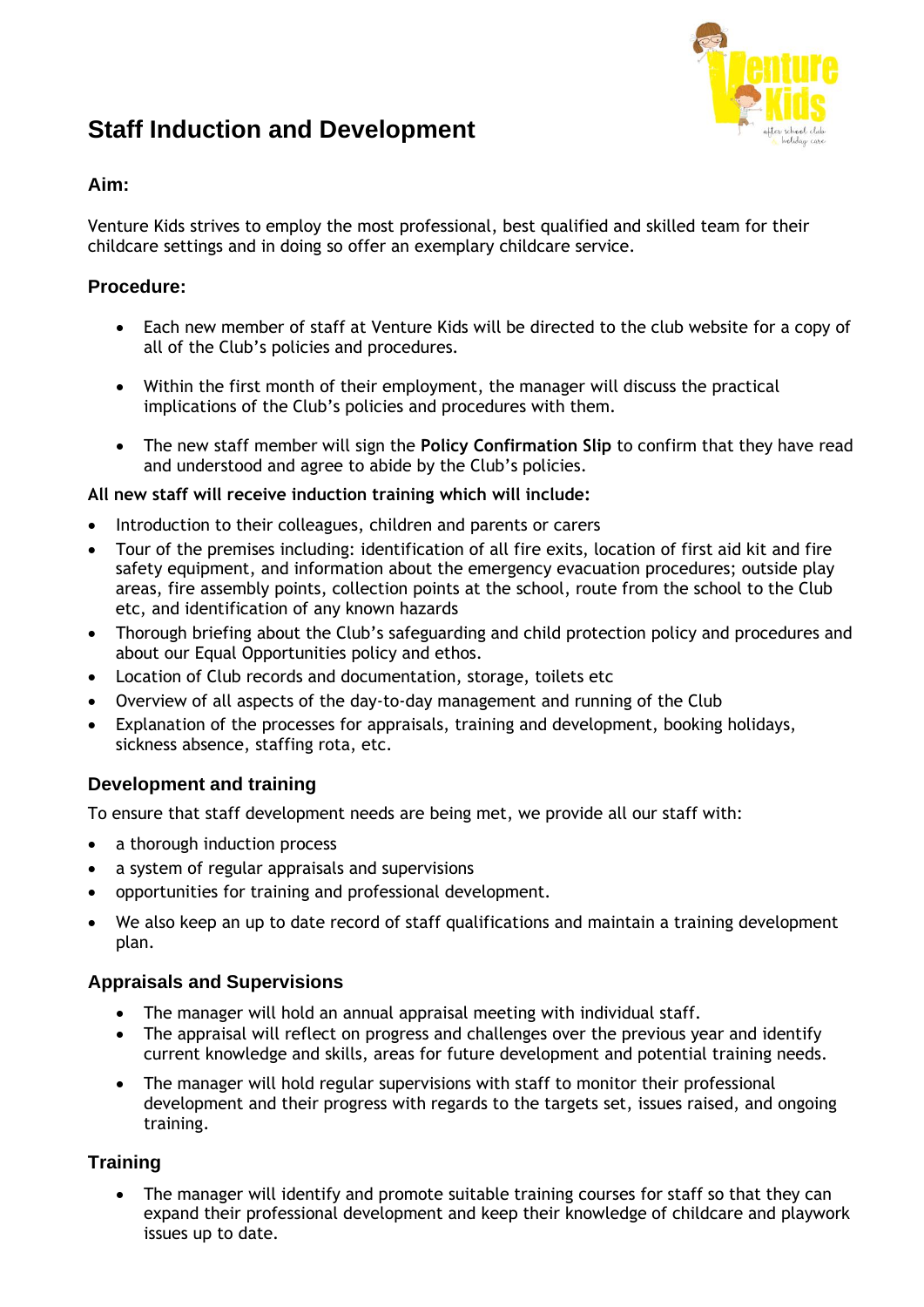# Staff Induction and Development

## Aim:

Venture Kids strives to employ the most professional, best qualified and skilled team for their childcare settings and in doing so offer an exemplary childcare service.

## Procedure:

- Each new member of staff at Venture Kids will be directed to the club website for a copy of all of the Club's policies and procedures.
- Within the first month of their employment, the manager will discuss the practical implications of the Club's policies and procedures with them.
- The new staff member will sign the **Policy Confirmation Slip** to confirm that they have read and understood and agree to abide by the Club's policies.

**All new staff will receive induction training which will include:**

- Introduction to their colleagues, children and parents or carers
- Tour of the premises including: identification of all fire exits, location of first aid kit and fire safety equipment, and information about the emergency evacuation procedures; outside play areas, fire assembly points, collection points at the school, route from the school to the Club etc, and identification of any known hazards
- Thorough briefing about the Club's safeguarding and child protection policy and procedures and about our Equal Opportunities policy and ethos.
- Location of Club records and documentation, storage, toilets etc
- Overview of all aspects of the day-to-day management and running of the Club
- Explanation of the processes for appraisals, training and development, booking holidays, sickness absence, staffing rota, etc.

## Development and training

To ensure that staff development needs are being met, we provide all our staff with:

- a thorough induction process
- a system of regular appraisals and supervisions
- opportunities for training and professional development.
- We also keep an up to date record of staff qualifications and maintain a training development plan.

## Appraisals and Supervisions

- The manager will hold an annual appraisal meeting with individual staff.
- The appraisal will reflect on progress and challenges over the previous year and identify current knowledge and skills, areas for future development and potential training needs.
- The manager will hold regular supervisions with staff to monitor their professional development and their progress with regards to the targets set, issues raised, and ongoing training.

## Training

- The manager will identify and promote suitable training courses for staff so that they can expand their professional development and keep their knowledge of childcare and playwork issues up to date.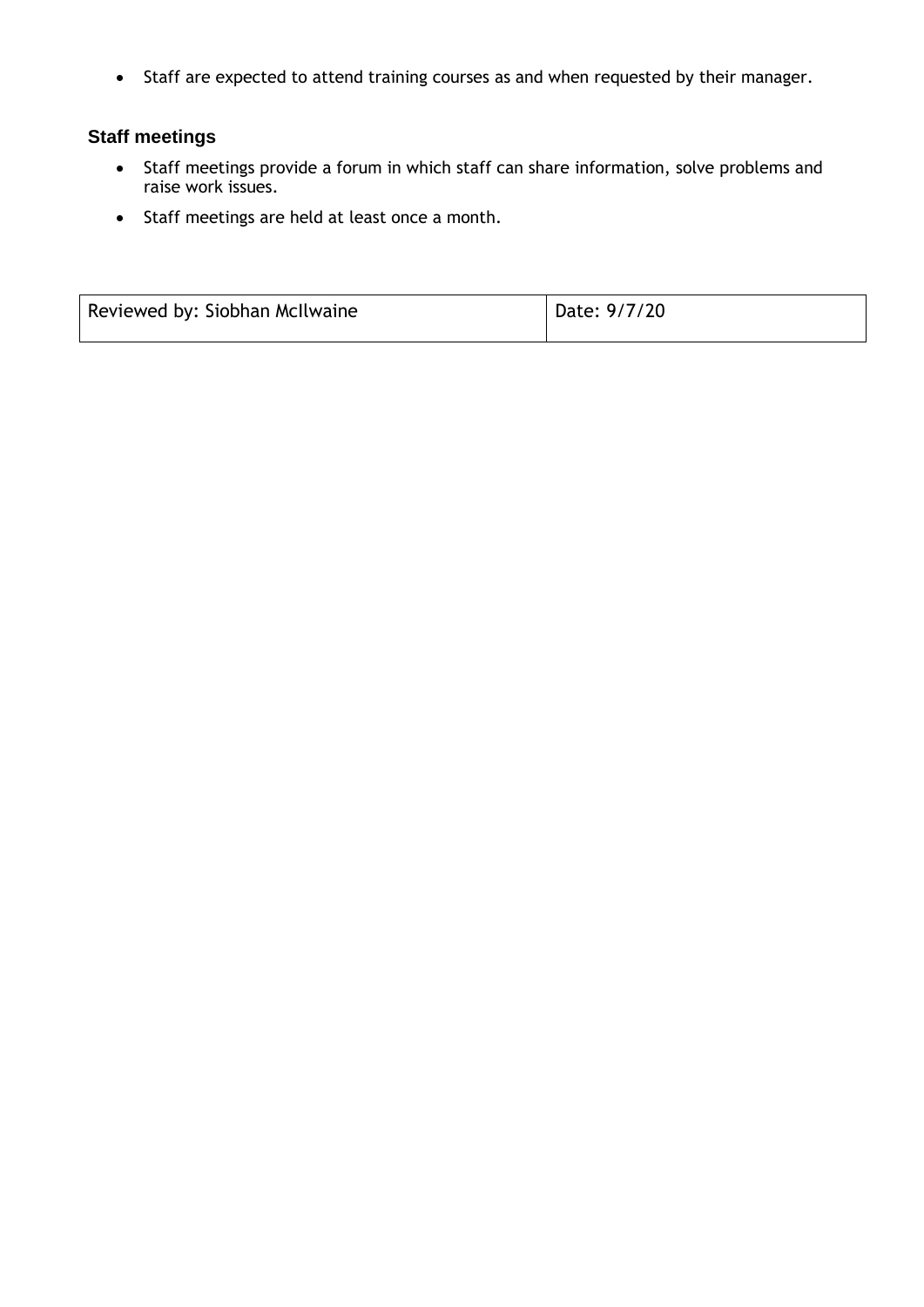- Staff are expected to attend training courses as and when requested by their manager.

### Staff meetings

- Staff meetings provide a forum in which staff can share information, solve problems and raise work issues.
- Staff meetings are held at least once a month.

| | |
|---|---|
| Reviewed by: Siobhan McIlwaine | Date: 9/7/20 |